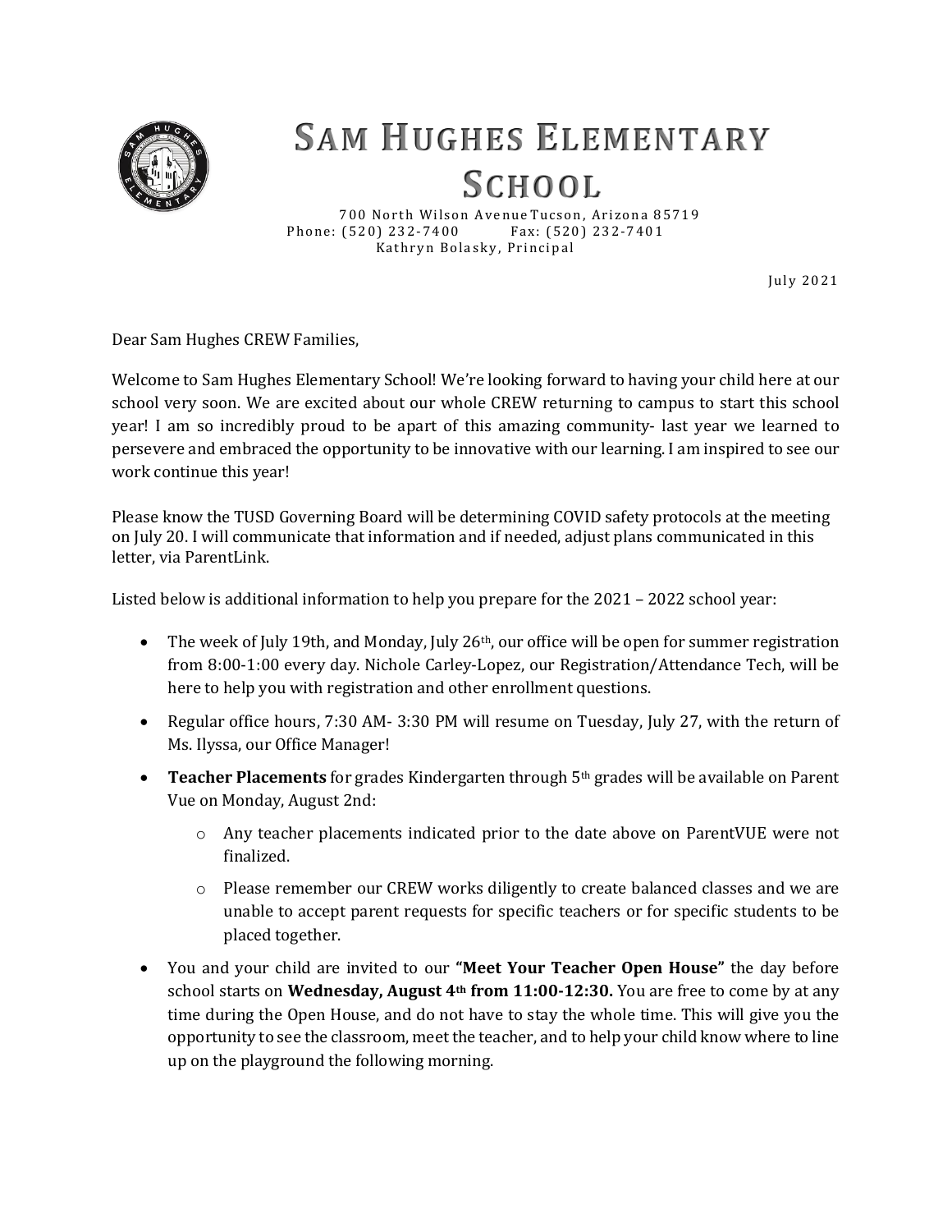# SAM HUGHES ELEMENTARY SCHOOL

700 North Wilson Avenue Tucson, Arizona 85719
Phone: (520) 232-7400 Fax: (520) 232-7401
Kathryn Bolasky, Principal

July 2021

Dear Sam Hughes CREW Families,

Welcome to Sam Hughes Elementary School! We're looking forward to having your child here at our school very soon. We are excited about our whole CREW returning to campus to start this school year! I am so incredibly proud to be apart of this amazing community- last year we learned to persevere and embraced the opportunity to be innovative with our learning. I am inspired to see our work continue this year!

Please know the TUSD Governing Board will be determining COVID safety protocols at the meeting on July 20. I will communicate that information and if needed, adjust plans communicated in this letter, via ParentLink.

Listed below is additional information to help you prepare for the 2021 – 2022 school year:

- The week of July 19th, and Monday, July 26th, our office will be open for summer registration from 8:00-1:00 every day. Nichole Carley-Lopez, our Registration/Attendance Tech, will be here to help you with registration and other enrollment questions.
- Regular office hours, 7:30 AM- 3:30 PM will resume on Tuesday, July 27, with the return of Ms. Ilyssa, our Office Manager!
- **Teacher Placements** for grades Kindergarten through 5th grades will be available on Parent Vue on Monday, August 2nd:
  - Any teacher placements indicated prior to the date above on ParentVUE were not finalized.
  - Please remember our CREW works diligently to create balanced classes and we are unable to accept parent requests for specific teachers or for specific students to be placed together.
- You and your child are invited to our **"Meet Your Teacher Open House"** the day before school starts on **Wednesday, August 4th from 11:00-12:30.** You are free to come by at any time during the Open House, and do not have to stay the whole time. This will give you the opportunity to see the classroom, meet the teacher, and to help your child know where to line up on the playground the following morning.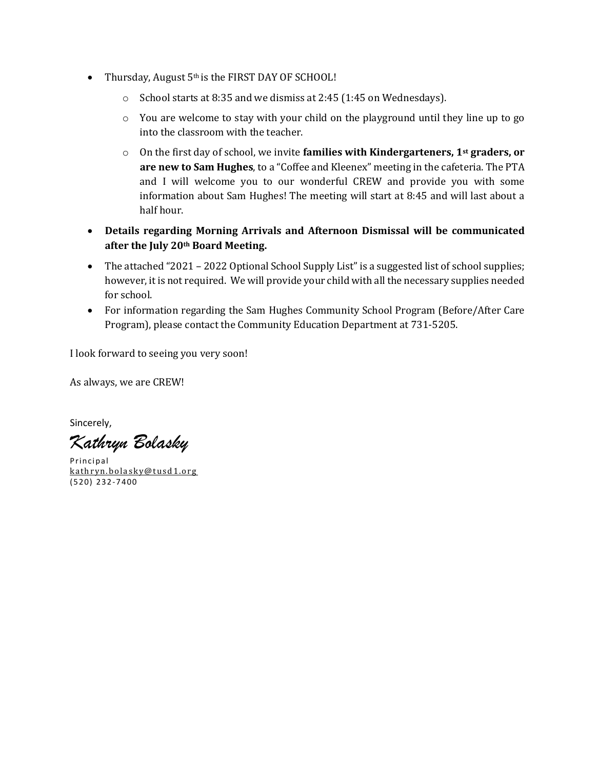- Thursday, August 5th is the FIRST DAY OF SCHOOL!
  - School starts at 8:35 and we dismiss at 2:45 (1:45 on Wednesdays).
  - You are welcome to stay with your child on the playground until they line up to go into the classroom with the teacher.
  - On the first day of school, we invite **families with Kindergarteners, 1st graders, or are new to Sam Hughes**, to a "Coffee and Kleenex" meeting in the cafeteria. The PTA and I will welcome you to our wonderful CREW and provide you with some information about Sam Hughes! The meeting will start at 8:45 and will last about a half hour.
- **Details regarding Morning Arrivals and Afternoon Dismissal will be communicated after the July 20th Board Meeting.**
- The attached "2021 – 2022 Optional School Supply List" is a suggested list of school supplies; however, it is not required. We will provide your child with all the necessary supplies needed for school.
- For information regarding the Sam Hughes Community School Program (Before/After Care Program), please contact the Community Education Department at 731-5205.

I look forward to seeing you very soon!

As always, we are CREW!

Sincerely,

*Kathryn Bolasky*

Principal
kathryn.bolasky@tusd1.org
(520) 232-7400